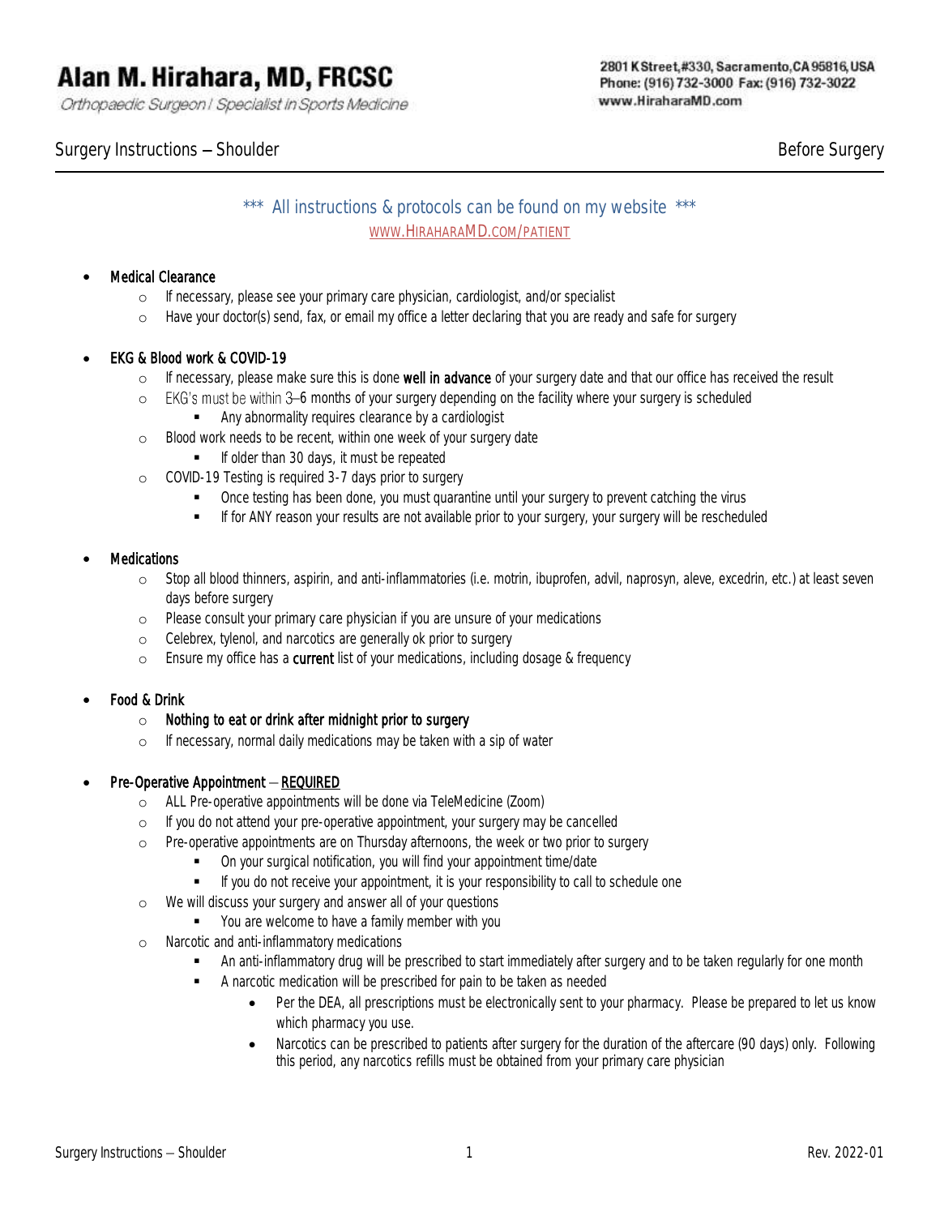# Alan M. Hirahara, MD, FRCSC

*Orthopaedic Surgeon / Specialist in Sports Medicine*

2801 K Street, #330, Sacramento, CA 95816, USA
Phone: (916) 732-3000 Fax: (916) 732-3022
www.HiraharaMD.com

## Surgery Instructions – Shoulder — Before Surgery

*** All instructions & protocols can be found on my website ***

[WWW.HIRAHARAMD.COM/PATIENT](http://www.HiraharaMD.com/patient)

- Medical Clearance
  - If necessary, please see your primary care physician, cardiologist, and/or specialist
  - Have your doctor(s) send, fax, or email my office a letter declaring that you are ready and safe for surgery

- EKG & Blood work & COVID-19
  - If necessary, please make sure this is done **well in advance** of your surgery date and that our office has received the result
  - EKG's must be within 3–6 months of your surgery depending on the facility where your surgery is scheduled
    - Any abnormality requires clearance by a cardiologist
  - Blood work needs to be recent, within one week of your surgery date
    - If older than 30 days, it must be repeated
  - COVID-19 Testing is required 3-7 days prior to surgery
    - Once testing has been done, you must quarantine until your surgery to prevent catching the virus
    - If for ANY reason your results are not available prior to your surgery, your surgery will be rescheduled

- Medications
  - Stop all blood thinners, aspirin, and anti-inflammatories (i.e. motrin, ibuprofen, advil, naprosyn, aleve, excedrin, etc.) at least seven days before surgery
  - Please consult your primary care physician if you are unsure of your medications
  - Celebrex, tylenol, and narcotics are generally ok prior to surgery
  - Ensure my office has a **current** list of your medications, including dosage & frequency

- Food & Drink
  - **Nothing to eat or drink after midnight prior to surgery**
  - If necessary, normal daily medications may be taken with a sip of water

- Pre-Operative Appointment – <u>REQUIRED</u>
  - ALL Pre-operative appointments will be done via TeleMedicine (Zoom)
  - If you do not attend your pre-operative appointment, your surgery may be cancelled
  - Pre-operative appointments are on Thursday afternoons, the week or two prior to surgery
    - On your surgical notification, you will find your appointment time/date
    - If you do not receive your appointment, it is your responsibility to call to schedule one
  - We will discuss your surgery and answer all of your questions
    - You are welcome to have a family member with you
  - Narcotic and anti-inflammatory medications
    - An anti-inflammatory drug will be prescribed to start immediately after surgery and to be taken regularly for one month
    - A narcotic medication will be prescribed for pain to be taken as needed
      - Per the DEA, all prescriptions must be electronically sent to your pharmacy. Please be prepared to let us know which pharmacy you use.
      - Narcotics can be prescribed to patients after surgery for the duration of the aftercare (90 days) only. Following this period, any narcotics refills must be obtained from your primary care physician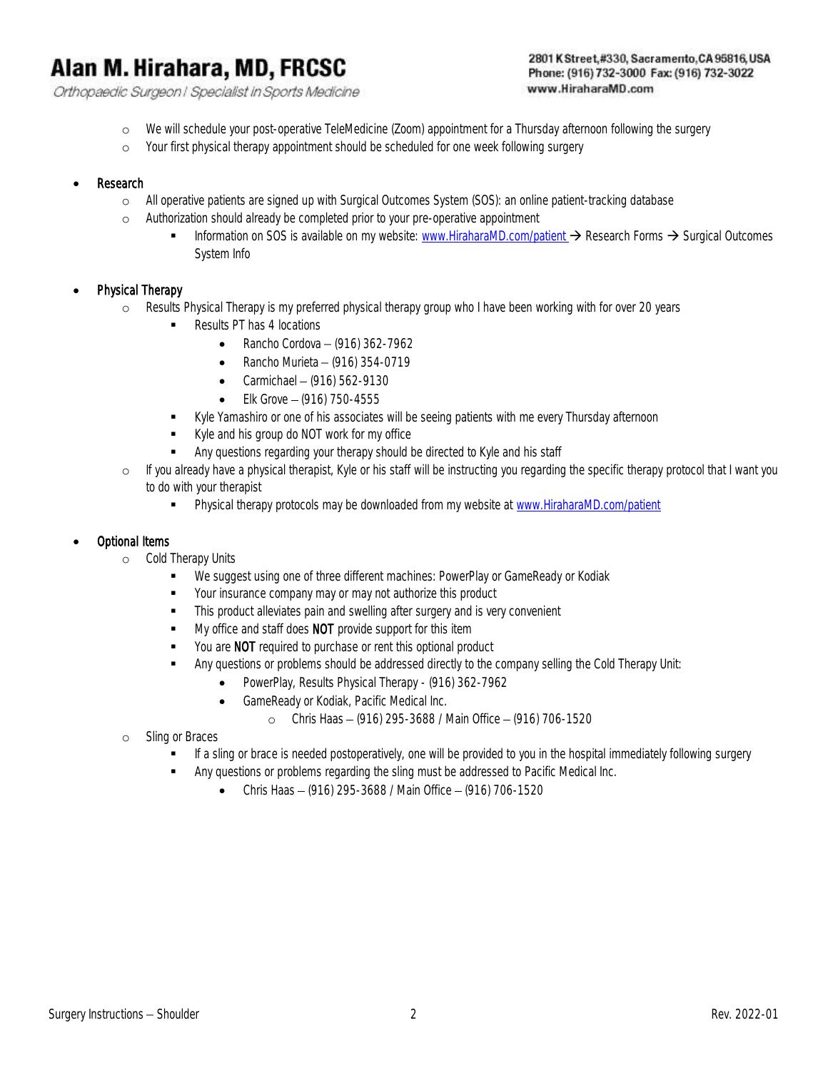- We will schedule your post-operative TeleMedicine (Zoom) appointment for a Thursday afternoon following the surgery
- Your first physical therapy appointment should be scheduled for one week following surgery

- Research
  - All operative patients are signed up with Surgical Outcomes System (SOS): an online patient-tracking database
  - Authorization should already be completed prior to your pre-operative appointment
    - Information on SOS is available on my website: www.HiraharaMD.com/patient → Research Forms → Surgical Outcomes System Info

- Physical Therapy
  - Results Physical Therapy is my preferred physical therapy group who I have been working with for over 20 years
    - Results PT has 4 locations
      - Rancho Cordova – (916) 362-7962
      - Rancho Murieta – (916) 354-0719
      - Carmichael – (916) 562-9130
      - Elk Grove – (916) 750-4555
    - Kyle Yamashiro or one of his associates will be seeing patients with me every Thursday afternoon
    - Kyle and his group do NOT work for my office
    - Any questions regarding your therapy should be directed to Kyle and his staff
  - If you already have a physical therapist, Kyle or his staff will be instructing you regarding the specific therapy protocol that I want you to do with your therapist
    - Physical therapy protocols may be downloaded from my website at www.HiraharaMD.com/patient

- Optional Items
  - Cold Therapy Units
    - We suggest using one of three different machines: PowerPlay or GameReady or Kodiak
    - Your insurance company may or may not authorize this product
    - This product alleviates pain and swelling after surgery and is very convenient
    - My office and staff does **NOT** provide support for this item
    - You are **NOT** required to purchase or rent this optional product
    - Any questions or problems should be addressed directly to the company selling the Cold Therapy Unit:
      - PowerPlay, Results Physical Therapy - (916) 362-7962
      - GameReady or Kodiak, Pacific Medical Inc.
        - Chris Haas – (916) 295-3688 / Main Office – (916) 706-1520
  - Sling or Braces
    - If a sling or brace is needed postoperatively, one will be provided to you in the hospital immediately following surgery
    - Any questions or problems regarding the sling must be addressed to Pacific Medical Inc.
      - Chris Haas – (916) 295-3688 / Main Office – (916) 706-1520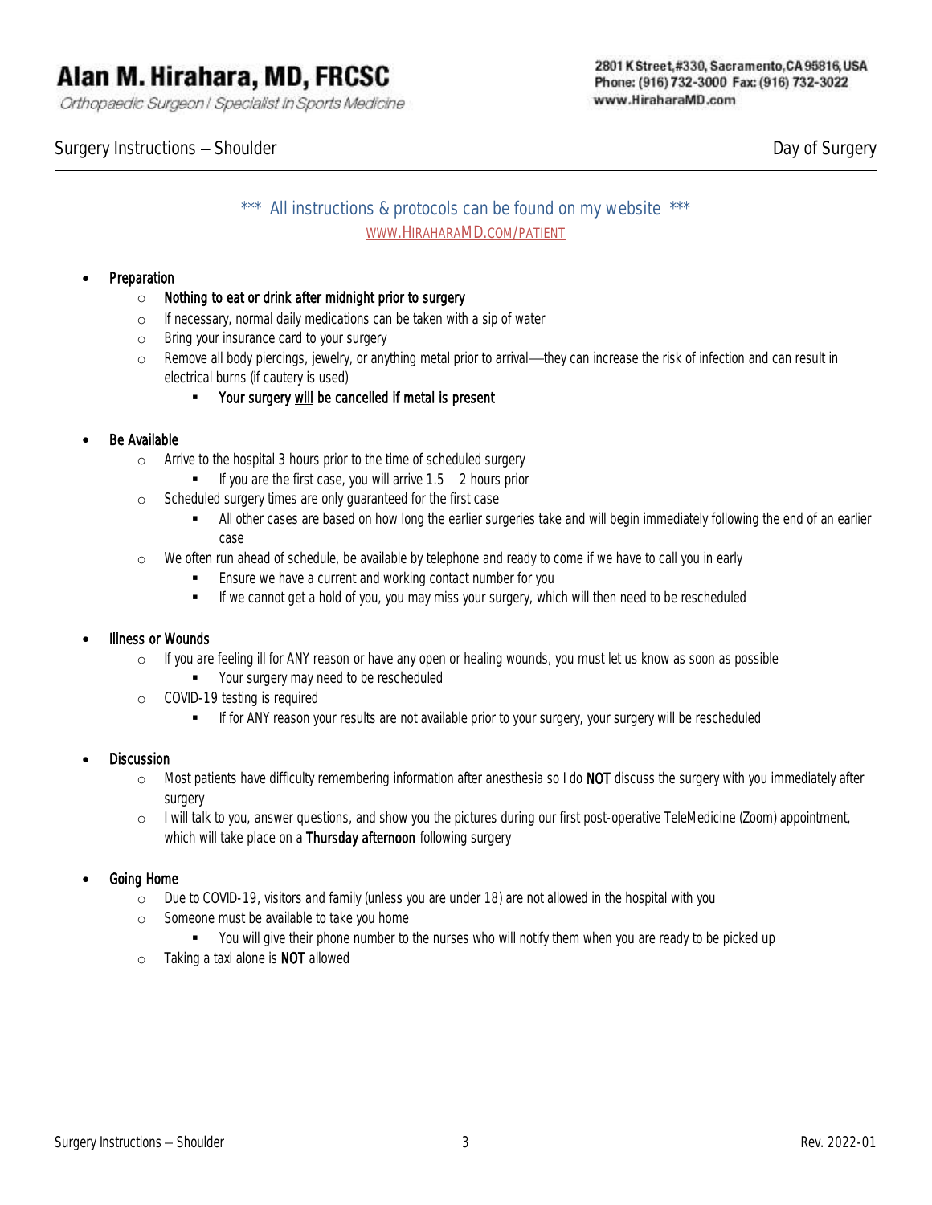# Alan M. Hirahara, MD, FRCSC

*Orthopaedic Surgeon / Specialist in Sports Medicine*

2801 K Street, #330, Sacramento, CA 95816, USA
Phone: (916) 732-3000 Fax: (916) 732-3022
www.HiraharaMD.com

## Surgery Instructions – Shoulder — Day of Surgery

*** All instructions & protocols can be found on my website ***

WWW.HIRAHARAMD.COM/PATIENT

- Preparation
  - **Nothing to eat or drink after midnight prior to surgery**
  - If necessary, normal daily medications can be taken with a sip of water
  - Bring your insurance card to your surgery
  - Remove all body piercings, jewelry, or anything metal prior to arrival—they can increase the risk of infection and can result in electrical burns (if cautery is used)
    - **Your surgery <u>will</u> be cancelled if metal is present**

- Be Available
  - Arrive to the hospital 3 hours prior to the time of scheduled surgery
    - If you are the first case, you will arrive 1.5 – 2 hours prior
  - Scheduled surgery times are only guaranteed for the first case
    - All other cases are based on how long the earlier surgeries take and will begin immediately following the end of an earlier case
  - We often run ahead of schedule, be available by telephone and ready to come if we have to call you in early
    - Ensure we have a current and working contact number for you
    - If we cannot get a hold of you, you may miss your surgery, which will then need to be rescheduled

- Illness or Wounds
  - If you are feeling ill for ANY reason or have any open or healing wounds, you must let us know as soon as possible
    - Your surgery may need to be rescheduled
  - COVID-19 testing is required
    - If for ANY reason your results are not available prior to your surgery, your surgery will be rescheduled

- Discussion
  - Most patients have difficulty remembering information after anesthesia so I do **NOT** discuss the surgery with you immediately after surgery
  - I will talk to you, answer questions, and show you the pictures during our first post-operative TeleMedicine (Zoom) appointment, which will take place on a **Thursday afternoon** following surgery

- Going Home
  - Due to COVID-19, visitors and family (unless you are under 18) are not allowed in the hospital with you
  - Someone must be available to take you home
    - You will give their phone number to the nurses who will notify them when you are ready to be picked up
  - Taking a taxi alone is **NOT** allowed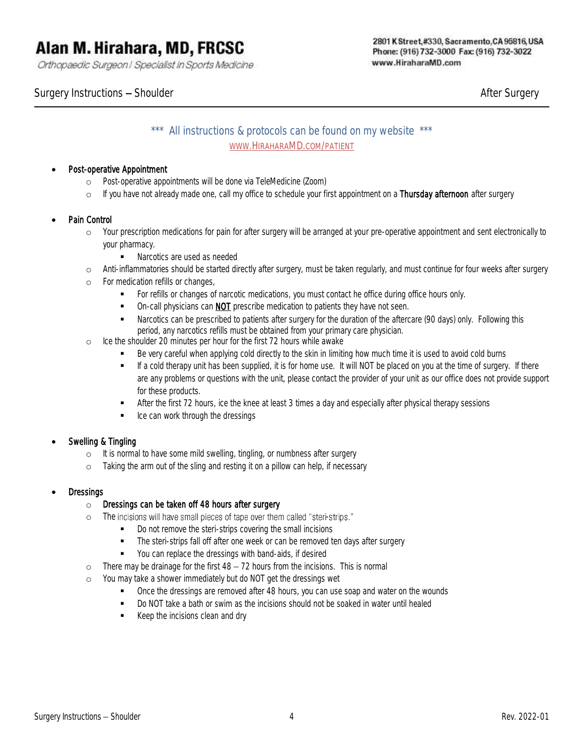*** All instructions & protocols can be found on my website ***

WWW.HIRAHARAMD.COM/PATIENT

- **Post-operative Appointment**
  - Post-operative appointments will be done via TeleMedicine (Zoom)
  - If you have not already made one, call my office to schedule your first appointment on a **Thursday afternoon** after surgery

- **Pain Control**
  - Your prescription medications for pain for after surgery will be arranged at your pre-operative appointment and sent electronically to your pharmacy.
    - Narcotics are used as needed
  - Anti-inflammatories should be started directly after surgery, must be taken regularly, and must continue for four weeks after surgery
  - For medication refills or changes,
    - For refills or changes of narcotic medications, you must contact he office during office hours only.
    - On-call physicians can **NOT** prescribe medication to patients they have not seen.
    - Narcotics can be prescribed to patients after surgery for the duration of the aftercare (90 days) only. Following this period, any narcotics refills must be obtained from your primary care physician.
  - Ice the shoulder 20 minutes per hour for the first 72 hours while awake
    - Be very careful when applying cold directly to the skin in limiting how much time it is used to avoid cold burns
    - If a cold therapy unit has been supplied, it is for home use. It will NOT be placed on you at the time of surgery. If there are any problems or questions with the unit, please contact the provider of your unit as our office does not provide support for these products.
    - After the first 72 hours, ice the knee at least 3 times a day and especially after physical therapy sessions
    - Ice can work through the dressings

- **Swelling & Tingling**
  - It is normal to have some mild swelling, tingling, or numbness after surgery
  - Taking the arm out of the sling and resting it on a pillow can help, if necessary

- **Dressings**
  - **Dressings can be taken off 48 hours after surgery**
  - The incisions will have small pieces of tape over them called "steri-strips."
    - Do not remove the steri-strips covering the small incisions
    - The steri-strips fall off after one week or can be removed ten days after surgery
    - You can replace the dressings with band-aids, if desired
  - There may be drainage for the first 48 – 72 hours from the incisions. This is normal
  - You may take a shower immediately but do NOT get the dressings wet
    - Once the dressings are removed after 48 hours, you can use soap and water on the wounds
    - Do NOT take a bath or swim as the incisions should not be soaked in water until healed
    - Keep the incisions clean and dry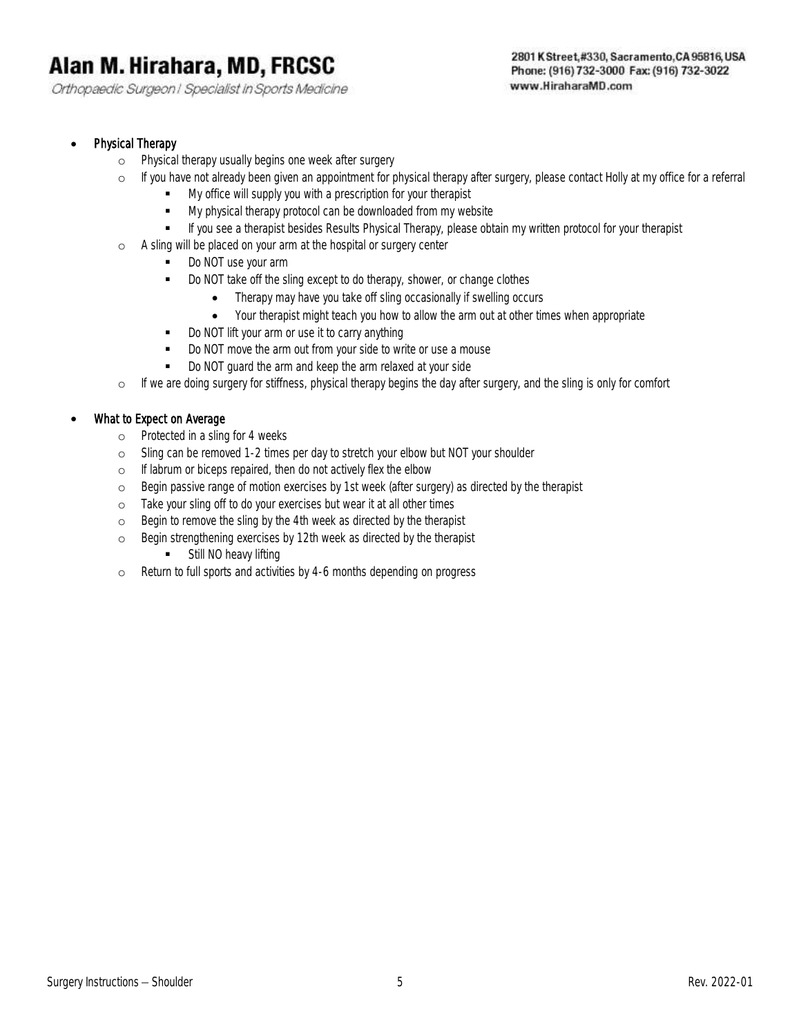- Physical Therapy
    - Physical therapy usually begins one week after surgery
    - If you have not already been given an appointment for physical therapy after surgery, please contact Holly at my office for a referral
        - My office will supply you with a prescription for your therapist
        - My physical therapy protocol can be downloaded from my website
        - If you see a therapist besides Results Physical Therapy, please obtain my written protocol for your therapist
    - A sling will be placed on your arm at the hospital or surgery center
        - Do NOT use your arm
        - Do NOT take off the sling except to do therapy, shower, or change clothes
            - Therapy may have you take off sling occasionally if swelling occurs
            - Your therapist might teach you how to allow the arm out at other times when appropriate
        - Do NOT lift your arm or use it to carry anything
        - Do NOT move the arm out from your side to write or use a mouse
        - Do NOT guard the arm and keep the arm relaxed at your side
    - If we are doing surgery for stiffness, physical therapy begins the day after surgery, and the sling is only for comfort

- What to Expect on Average
    - Protected in a sling for 4 weeks
    - Sling can be removed 1-2 times per day to stretch your elbow but NOT your shoulder
    - If labrum or biceps repaired, then do not actively flex the elbow
    - Begin passive range of motion exercises by 1st week (after surgery) as directed by the therapist
    - Take your sling off to do your exercises but wear it at all other times
    - Begin to remove the sling by the 4th week as directed by the therapist
    - Begin strengthening exercises by 12th week as directed by the therapist
        - Still NO heavy lifting
    - Return to full sports and activities by 4-6 months depending on progress